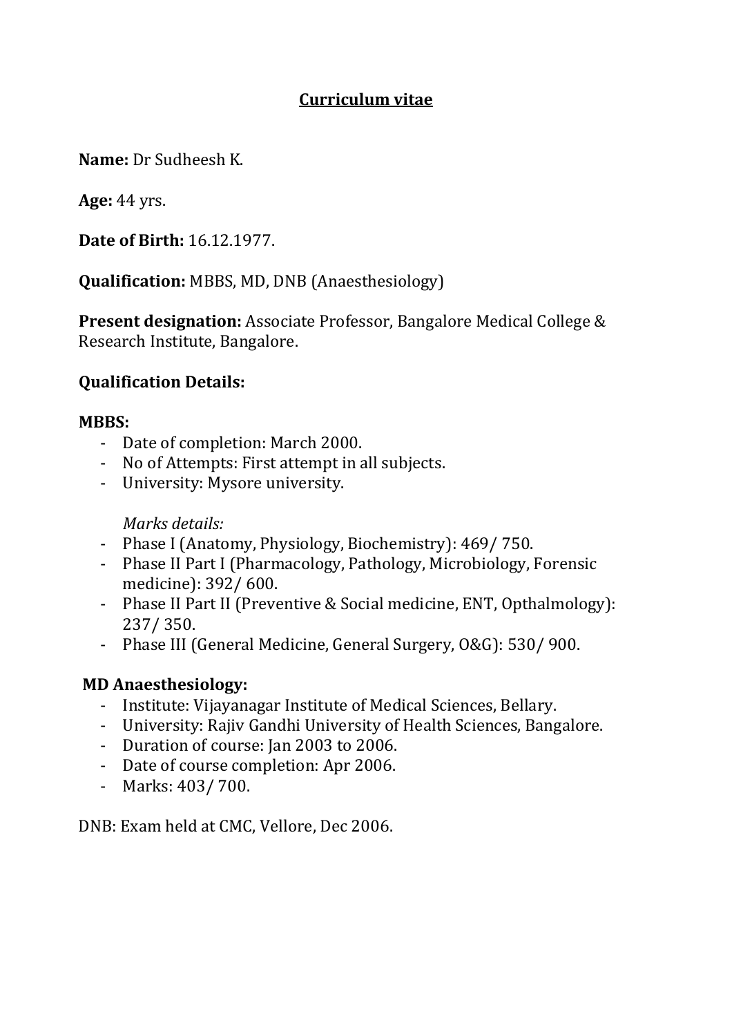# Curriculum vitae

**Name:** Dr Sudheesh K.

**Age:** 44 yrs.

**Date of Birth:** 16.12.1977.

**Qualification:** MBBS, MD, DNB (Anaesthesiology)

**Present designation:** Associate Professor, Bangalore Medical College & Research Institute, Bangalore.

**Qualification Details:**

**MBBS:**

- Date of completion: March 2000.
- No of Attempts: First attempt in all subjects.
- University: Mysore university.

*Marks details:*

- Phase I (Anatomy, Physiology, Biochemistry): 469/ 750.
- Phase II Part I (Pharmacology, Pathology, Microbiology, Forensic medicine): 392/ 600.
- Phase II Part II (Preventive & Social medicine, ENT, Opthalmology): 237/ 350.
- Phase III (General Medicine, General Surgery, O&G): 530/ 900.

**MD Anaesthesiology:**

- Institute: Vijayanagar Institute of Medical Sciences, Bellary.
- University: Rajiv Gandhi University of Health Sciences, Bangalore.
- Duration of course: Jan 2003 to 2006.
- Date of course completion: Apr 2006.
- Marks: 403/ 700.

DNB: Exam held at CMC, Vellore, Dec 2006.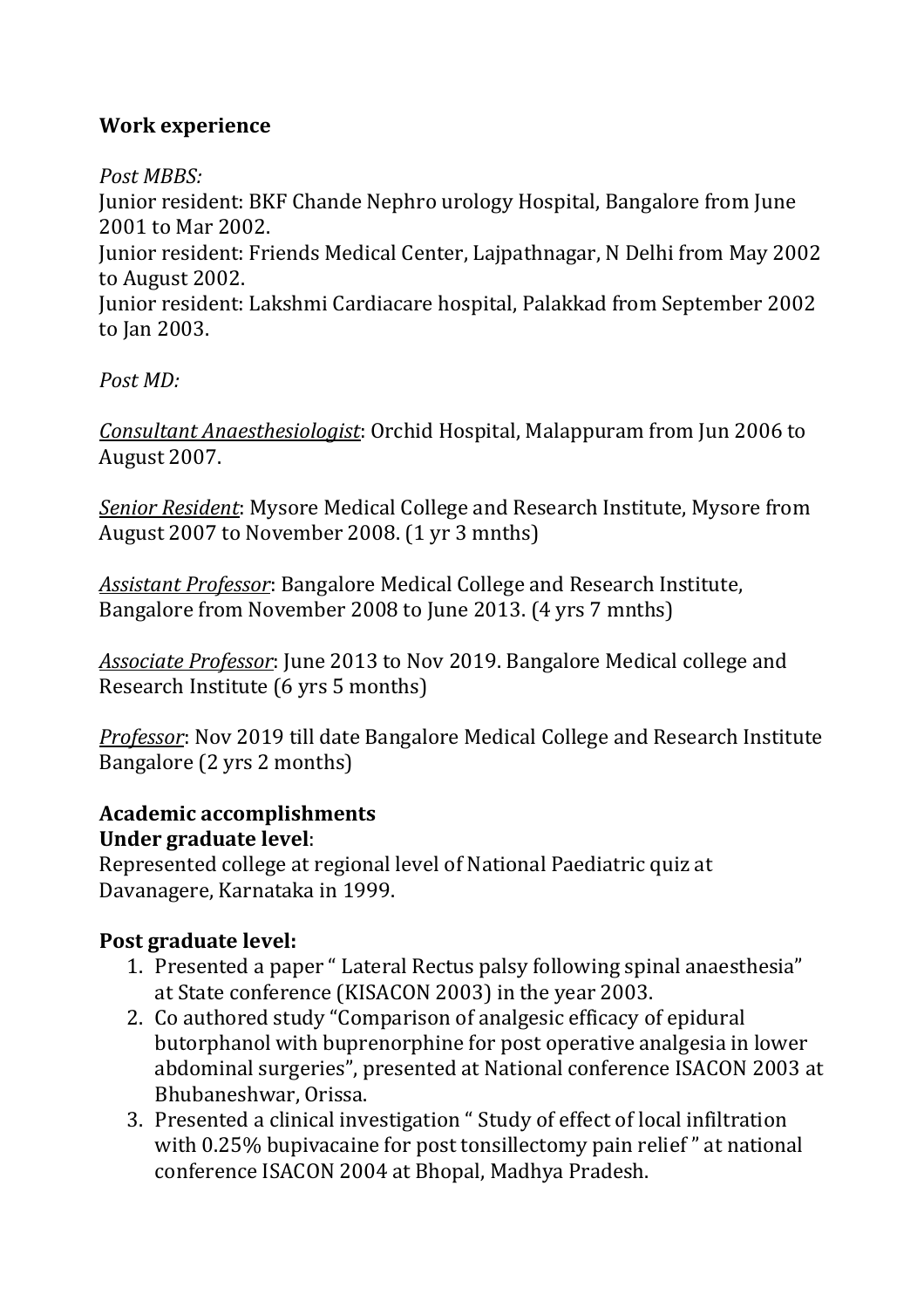**Work experience**

*Post MBBS:*

Junior resident: BKF Chande Nephro urology Hospital, Bangalore from June 2001 to Mar 2002.

Junior resident: Friends Medical Center, Lajpathnagar, N Delhi from May 2002 to August 2002.

Junior resident: Lakshmi Cardiacare hospital, Palakkad from September 2002 to Jan 2003.

*Post MD:*

*<u>Consultant Anaesthesiologist</u>*: Orchid Hospital, Malappuram from Jun 2006 to August 2007.

*<u>Senior Resident</u>*: Mysore Medical College and Research Institute, Mysore from August 2007 to November 2008. (1 yr 3 mnths)

*<u>Assistant Professor</u>*: Bangalore Medical College and Research Institute, Bangalore from November 2008 to June 2013. (4 yrs 7 mnths)

*<u>Associate Professor</u>*: June 2013 to Nov 2019. Bangalore Medical college and Research Institute (6 yrs 5 months)

*<u>Professor</u>*: Nov 2019 till date Bangalore Medical College and Research Institute Bangalore (2 yrs 2 months)

**Academic accomplishments**

**Under graduate level**:

Represented college at regional level of National Paediatric quiz at Davanagere, Karnataka in 1999.

**Post graduate level:**

1. Presented a paper " Lateral Rectus palsy following spinal anaesthesia" at State conference (KISACON 2003) in the year 2003.
2. Co authored study "Comparison of analgesic efficacy of epidural butorphanol with buprenorphine for post operative analgesia in lower abdominal surgeries", presented at National conference ISACON 2003 at Bhubaneshwar, Orissa.
3. Presented a clinical investigation " Study of effect of local infiltration with 0.25% bupivacaine for post tonsillectomy pain relief " at national conference ISACON 2004 at Bhopal, Madhya Pradesh.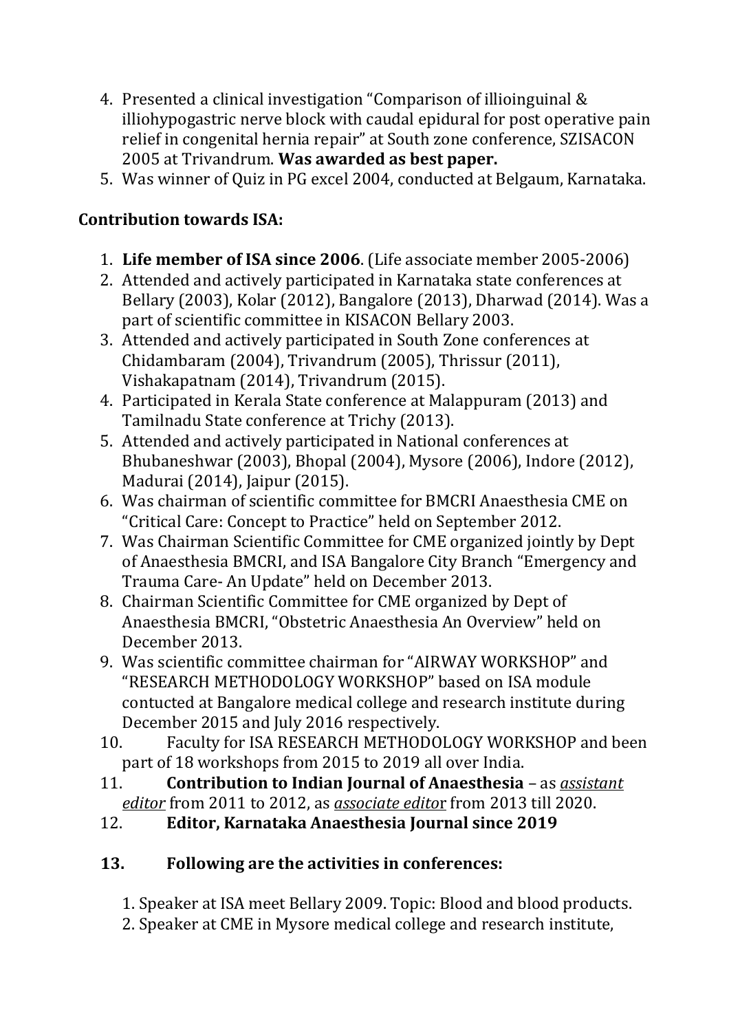4. Presented a clinical investigation "Comparison of illioinguinal & illiohypogastric nerve block with caudal epidural for post operative pain relief in congenital hernia repair" at South zone conference, SZISACON 2005 at Trivandrum. **Was awarded as best paper.**
5. Was winner of Quiz in PG excel 2004, conducted at Belgaum, Karnataka.

**Contribution towards ISA:**

1. **Life member of ISA since 2006**. (Life associate member 2005-2006)
2. Attended and actively participated in Karnataka state conferences at Bellary (2003), Kolar (2012), Bangalore (2013), Dharwad (2014). Was a part of scientific committee in KISACON Bellary 2003.
3. Attended and actively participated in South Zone conferences at Chidambaram (2004), Trivandrum (2005), Thrissur (2011), Vishakapatnam (2014), Trivandrum (2015).
4. Participated in Kerala State conference at Malappuram (2013) and Tamilnadu State conference at Trichy (2013).
5. Attended and actively participated in National conferences at Bhubaneshwar (2003), Bhopal (2004), Mysore (2006), Indore (2012), Madurai (2014), Jaipur (2015).
6. Was chairman of scientific committee for BMCRI Anaesthesia CME on "Critical Care: Concept to Practice" held on September 2012.
7. Was Chairman Scientific Committee for CME organized jointly by Dept of Anaesthesia BMCRI, and ISA Bangalore City Branch "Emergency and Trauma Care- An Update" held on December 2013.
8. Chairman Scientific Committee for CME organized by Dept of Anaesthesia BMCRI, "Obstetric Anaesthesia An Overview" held on December 2013.
9. Was scientific committee chairman for "AIRWAY WORKSHOP" and "RESEARCH METHODOLOGY WORKSHOP" based on ISA module contucted at Bangalore medical college and research institute during December 2015 and July 2016 respectively.
10. Faculty for ISA RESEARCH METHODOLOGY WORKSHOP and been part of 18 workshops from 2015 to 2019 all over India.
11. **Contribution to Indian Journal of Anaesthesia** – as *assistant editor* from 2011 to 2012, as *associate editor* from 2013 till 2020.
12. **Editor, Karnataka Anaesthesia Journal since 2019**
13. **Following are the activities in conferences:**

    1. Speaker at ISA meet Bellary 2009. Topic: Blood and blood products.
    2. Speaker at CME in Mysore medical college and research institute,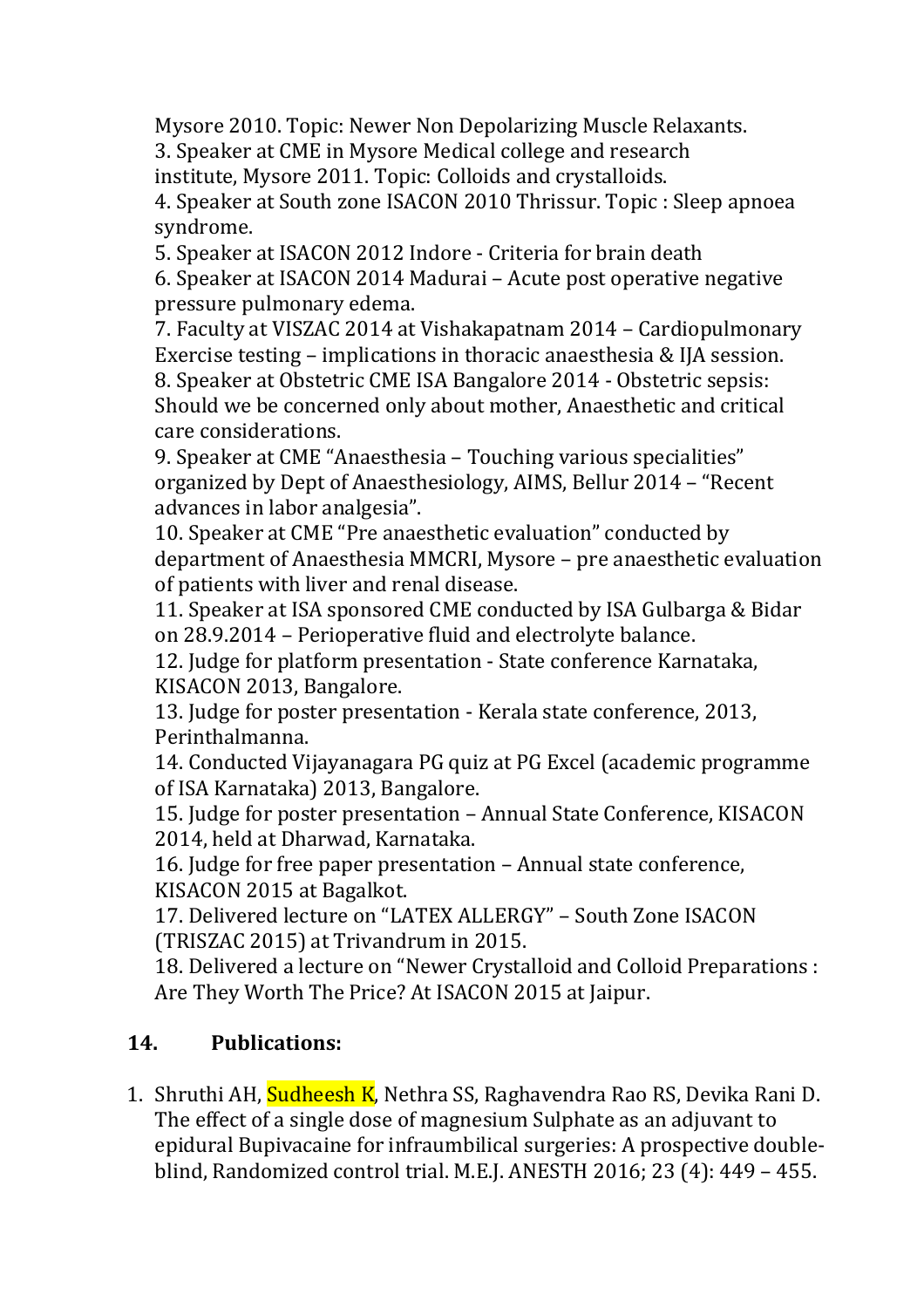Mysore 2010. Topic: Newer Non Depolarizing Muscle Relaxants.

3. Speaker at CME in Mysore Medical college and research institute, Mysore 2011. Topic: Colloids and crystalloids.
4. Speaker at South zone ISACON 2010 Thrissur. Topic : Sleep apnoea syndrome.
5. Speaker at ISACON 2012 Indore - Criteria for brain death
6. Speaker at ISACON 2014 Madurai – Acute post operative negative pressure pulmonary edema.
7. Faculty at VISZAC 2014 at Vishakapatnam 2014 – Cardiopulmonary Exercise testing – implications in thoracic anaesthesia & IJA session.
8. Speaker at Obstetric CME ISA Bangalore 2014 - Obstetric sepsis: Should we be concerned only about mother, Anaesthetic and critical care considerations.
9. Speaker at CME "Anaesthesia – Touching various specialities" organized by Dept of Anaesthesiology, AIMS, Bellur 2014 – "Recent advances in labor analgesia".
10. Speaker at CME "Pre anaesthetic evaluation" conducted by department of Anaesthesia MMCRI, Mysore – pre anaesthetic evaluation of patients with liver and renal disease.
11. Speaker at ISA sponsored CME conducted by ISA Gulbarga & Bidar on 28.9.2014 – Perioperative fluid and electrolyte balance.
12. Judge for platform presentation - State conference Karnataka, KISACON 2013, Bangalore.
13. Judge for poster presentation - Kerala state conference, 2013, Perinthalmanna.
14. Conducted Vijayanagara PG quiz at PG Excel (academic programme of ISA Karnataka) 2013, Bangalore.
15. Judge for poster presentation – Annual State Conference, KISACON 2014, held at Dharwad, Karnataka.
16. Judge for free paper presentation – Annual state conference, KISACON 2015 at Bagalkot.
17. Delivered lecture on "LATEX ALLERGY" – South Zone ISACON (TRISZAC 2015) at Trivandrum in 2015.
18. Delivered a lecture on "Newer Crystalloid and Colloid Preparations : Are They Worth The Price? At ISACON 2015 at Jaipur.

## 14. Publications:

1. Shruthi AH, Sudheesh K, Nethra SS, Raghavendra Rao RS, Devika Rani D. The effect of a single dose of magnesium Sulphate as an adjuvant to epidural Bupivacaine for infraumbilical surgeries: A prospective double-blind, Randomized control trial. M.E.J. ANESTH 2016; 23 (4): 449 – 455.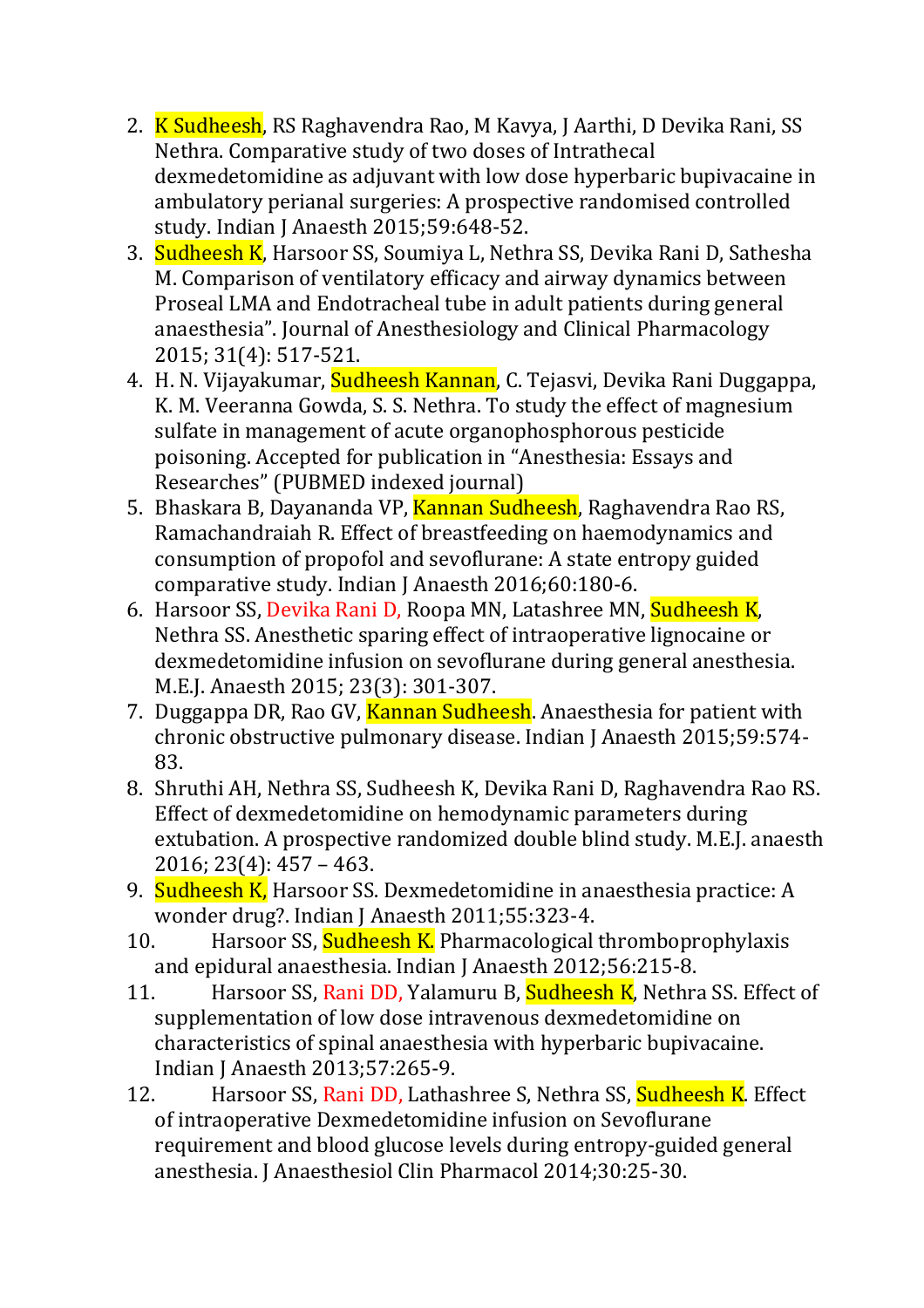2. K Sudheesh, RS Raghavendra Rao, M Kavya, J Aarthi, D Devika Rani, SS Nethra. Comparative study of two doses of Intrathecal dexmedetomidine as adjuvant with low dose hyperbaric bupivacaine in ambulatory perianal surgeries: A prospective randomised controlled study. Indian J Anaesth 2015;59:648-52.
3. Sudheesh K, Harsoor SS, Soumiya L, Nethra SS, Devika Rani D, Sathesha M. Comparison of ventilatory efficacy and airway dynamics between Proseal LMA and Endotracheal tube in adult patients during general anaesthesia". Journal of Anesthesiology and Clinical Pharmacology 2015; 31(4): 517-521.
4. H. N. Vijayakumar, Sudheesh Kannan, C. Tejasvi, Devika Rani Duggappa, K. M. Veeranna Gowda, S. S. Nethra. To study the effect of magnesium sulfate in management of acute organophosphorous pesticide poisoning. Accepted for publication in "Anesthesia: Essays and Researches" (PUBMED indexed journal)
5. Bhaskara B, Dayananda VP, Kannan Sudheesh, Raghavendra Rao RS, Ramachandraiah R. Effect of breastfeeding on haemodynamics and consumption of propofol and sevoflurane: A state entropy guided comparative study. Indian J Anaesth 2016;60:180-6.
6. Harsoor SS, Devika Rani D, Roopa MN, Latashree MN, Sudheesh K, Nethra SS. Anesthetic sparing effect of intraoperative lignocaine or dexmedetomidine infusion on sevoflurane during general anesthesia. M.E.J. Anaesth 2015; 23(3): 301-307.
7. Duggappa DR, Rao GV, Kannan Sudheesh. Anaesthesia for patient with chronic obstructive pulmonary disease. Indian J Anaesth 2015;59:574-83.
8. Shruthi AH, Nethra SS, Sudheesh K, Devika Rani D, Raghavendra Rao RS. Effect of dexmedetomidine on hemodynamic parameters during extubation. A prospective randomized double blind study. M.E.J. anaesth 2016; 23(4): 457 – 463.
9. Sudheesh K, Harsoor SS. Dexmedetomidine in anaesthesia practice: A wonder drug?. Indian J Anaesth 2011;55:323-4.
10. Harsoor SS, Sudheesh K. Pharmacological thromboprophylaxis and epidural anaesthesia. Indian J Anaesth 2012;56:215-8.
11. Harsoor SS, Rani DD, Yalamuru B, Sudheesh K, Nethra SS. Effect of supplementation of low dose intravenous dexmedetomidine on characteristics of spinal anaesthesia with hyperbaric bupivacaine. Indian J Anaesth 2013;57:265-9.
12. Harsoor SS, Rani DD, Lathashree S, Nethra SS, Sudheesh K. Effect of intraoperative Dexmedetomidine infusion on Sevoflurane requirement and blood glucose levels during entropy-guided general anesthesia. J Anaesthesiol Clin Pharmacol 2014;30:25-30.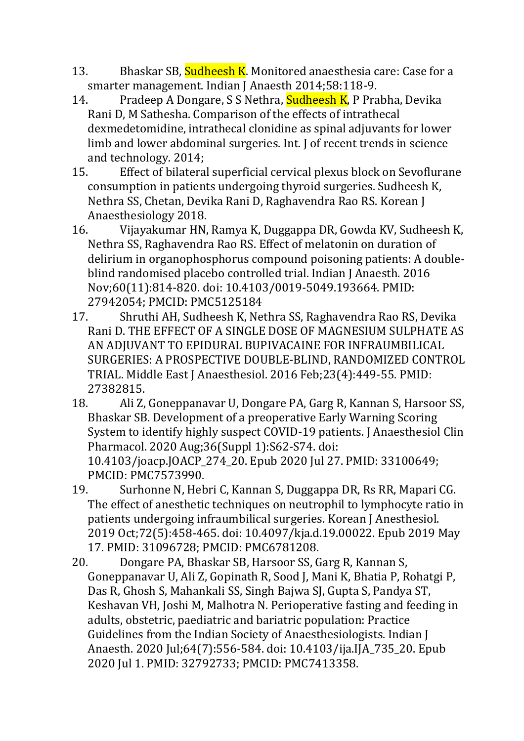13. Bhaskar SB, Sudheesh K. Monitored anaesthesia care: Case for a smarter management. Indian J Anaesth 2014;58:118-9.
14. Pradeep A Dongare, S S Nethra, Sudheesh K, P Prabha, Devika Rani D, M Sathesha. Comparison of the effects of intrathecal dexmedetomidine, intrathecal clonidine as spinal adjuvants for lower limb and lower abdominal surgeries. Int. J of recent trends in science and technology. 2014;
15. Effect of bilateral superficial cervical plexus block on Sevoflurane consumption in patients undergoing thyroid surgeries. Sudheesh K, Nethra SS, Chetan, Devika Rani D, Raghavendra Rao RS. Korean J Anaesthesiology 2018.
16. Vijayakumar HN, Ramya K, Duggappa DR, Gowda KV, Sudheesh K, Nethra SS, Raghavendra Rao RS. Effect of melatonin on duration of delirium in organophosphorus compound poisoning patients: A double-blind randomised placebo controlled trial. Indian J Anaesth. 2016 Nov;60(11):814-820. doi: 10.4103/0019-5049.193664. PMID: 27942054; PMCID: PMC5125184
17. Shruthi AH, Sudheesh K, Nethra SS, Raghavendra Rao RS, Devika Rani D. THE EFFECT OF A SINGLE DOSE OF MAGNESIUM SULPHATE AS AN ADJUVANT TO EPIDURAL BUPIVACAINE FOR INFRAUMBILICAL SURGERIES: A PROSPECTIVE DOUBLE-BLIND, RANDOMIZED CONTROL TRIAL. Middle East J Anaesthesiol. 2016 Feb;23(4):449-55. PMID: 27382815.
18. Ali Z, Goneppanavar U, Dongare PA, Garg R, Kannan S, Harsoor SS, Bhaskar SB. Development of a preoperative Early Warning Scoring System to identify highly suspect COVID-19 patients. J Anaesthesiol Clin Pharmacol. 2020 Aug;36(Suppl 1):S62-S74. doi: 10.4103/joacp.JOACP_274_20. Epub 2020 Jul 27. PMID: 33100649; PMCID: PMC7573990.
19. Surhonne N, Hebri C, Kannan S, Duggappa DR, Rs RR, Mapari CG. The effect of anesthetic techniques on neutrophil to lymphocyte ratio in patients undergoing infraumbilical surgeries. Korean J Anesthesiol. 2019 Oct;72(5):458-465. doi: 10.4097/kja.d.19.00022. Epub 2019 May 17. PMID: 31096728; PMCID: PMC6781208.
20. Dongare PA, Bhaskar SB, Harsoor SS, Garg R, Kannan S, Goneppanavar U, Ali Z, Gopinath R, Sood J, Mani K, Bhatia P, Rohatgi P, Das R, Ghosh S, Mahankali SS, Singh Bajwa SJ, Gupta S, Pandya ST, Keshavan VH, Joshi M, Malhotra N. Perioperative fasting and feeding in adults, obstetric, paediatric and bariatric population: Practice Guidelines from the Indian Society of Anaesthesiologists. Indian J Anaesth. 2020 Jul;64(7):556-584. doi: 10.4103/ija.IJA_735_20. Epub 2020 Jul 1. PMID: 32792733; PMCID: PMC7413358.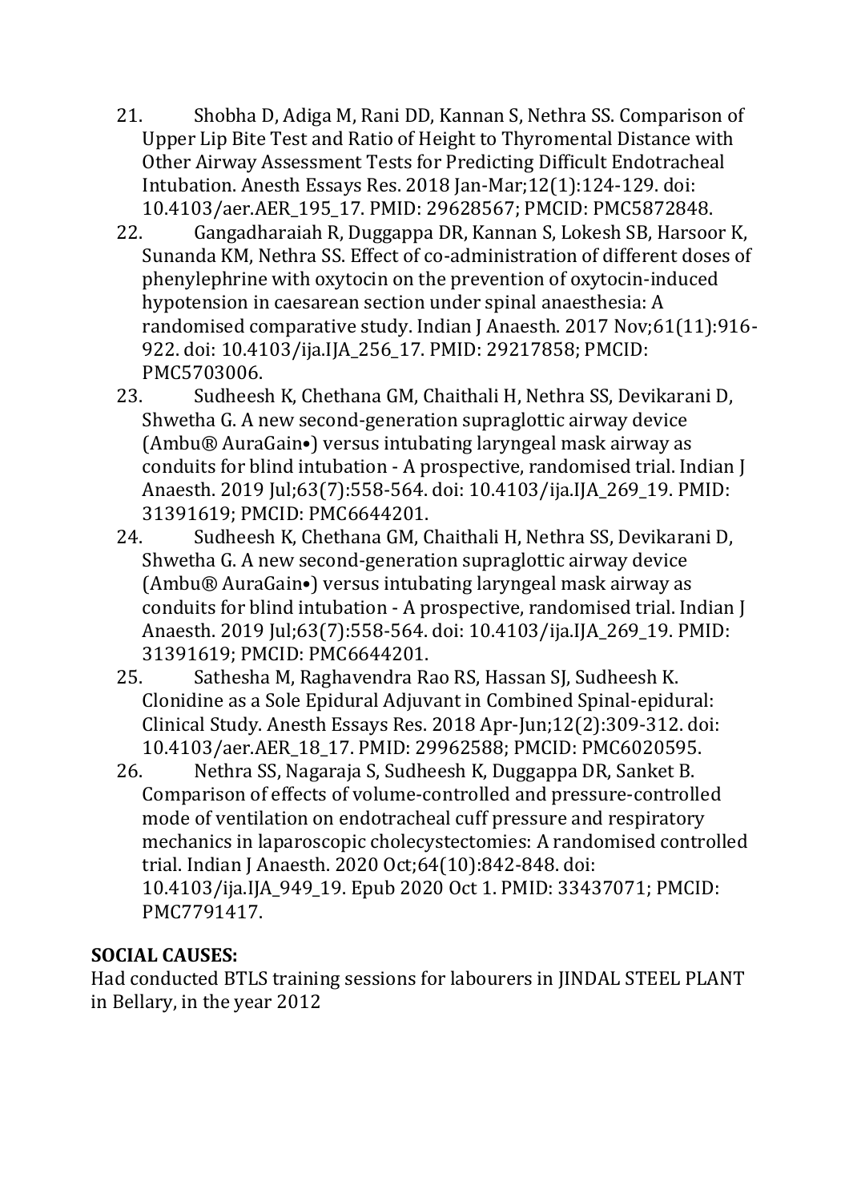21. Shobha D, Adiga M, Rani DD, Kannan S, Nethra SS. Comparison of Upper Lip Bite Test and Ratio of Height to Thyromental Distance with Other Airway Assessment Tests for Predicting Difficult Endotracheal Intubation. Anesth Essays Res. 2018 Jan-Mar;12(1):124-129. doi: 10.4103/aer.AER_195_17. PMID: 29628567; PMCID: PMC5872848.
22. Gangadharaiah R, Duggappa DR, Kannan S, Lokesh SB, Harsoor K, Sunanda KM, Nethra SS. Effect of co-administration of different doses of phenylephrine with oxytocin on the prevention of oxytocin-induced hypotension in caesarean section under spinal anaesthesia: A randomised comparative study. Indian J Anaesth. 2017 Nov;61(11):916-922. doi: 10.4103/ija.IJA_256_17. PMID: 29217858; PMCID: PMC5703006.
23. Sudheesh K, Chethana GM, Chaithali H, Nethra SS, Devikarani D, Shwetha G. A new second-generation supraglottic airway device (Ambu® AuraGain•) versus intubating laryngeal mask airway as conduits for blind intubation - A prospective, randomised trial. Indian J Anaesth. 2019 Jul;63(7):558-564. doi: 10.4103/ija.IJA_269_19. PMID: 31391619; PMCID: PMC6644201.
24. Sudheesh K, Chethana GM, Chaithali H, Nethra SS, Devikarani D, Shwetha G. A new second-generation supraglottic airway device (Ambu® AuraGain•) versus intubating laryngeal mask airway as conduits for blind intubation - A prospective, randomised trial. Indian J Anaesth. 2019 Jul;63(7):558-564. doi: 10.4103/ija.IJA_269_19. PMID: 31391619; PMCID: PMC6644201.
25. Sathesha M, Raghavendra Rao RS, Hassan SJ, Sudheesh K. Clonidine as a Sole Epidural Adjuvant in Combined Spinal-epidural: Clinical Study. Anesth Essays Res. 2018 Apr-Jun;12(2):309-312. doi: 10.4103/aer.AER_18_17. PMID: 29962588; PMCID: PMC6020595.
26. Nethra SS, Nagaraja S, Sudheesh K, Duggappa DR, Sanket B. Comparison of effects of volume-controlled and pressure-controlled mode of ventilation on endotracheal cuff pressure and respiratory mechanics in laparoscopic cholecystectomies: A randomised controlled trial. Indian J Anaesth. 2020 Oct;64(10):842-848. doi: 10.4103/ija.IJA_949_19. Epub 2020 Oct 1. PMID: 33437071; PMCID: PMC7791417.

**SOCIAL CAUSES:**

Had conducted BTLS training sessions for labourers in JINDAL STEEL PLANT in Bellary, in the year 2012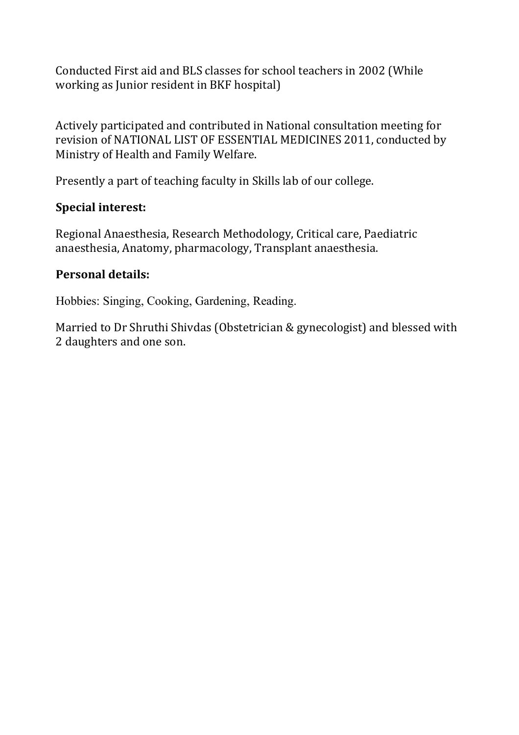Conducted First aid and BLS classes for school teachers in 2002 (While working as Junior resident in BKF hospital)

Actively participated and contributed in National consultation meeting for revision of NATIONAL LIST OF ESSENTIAL MEDICINES 2011, conducted by Ministry of Health and Family Welfare.

Presently a part of teaching faculty in Skills lab of our college.

**Special interest:**

Regional Anaesthesia, Research Methodology, Critical care, Paediatric anaesthesia, Anatomy, pharmacology, Transplant anaesthesia.

**Personal details:**

Hobbies: Singing, Cooking, Gardening, Reading.

Married to Dr Shruthi Shivdas (Obstetrician & gynecologist) and blessed with 2 daughters and one son.